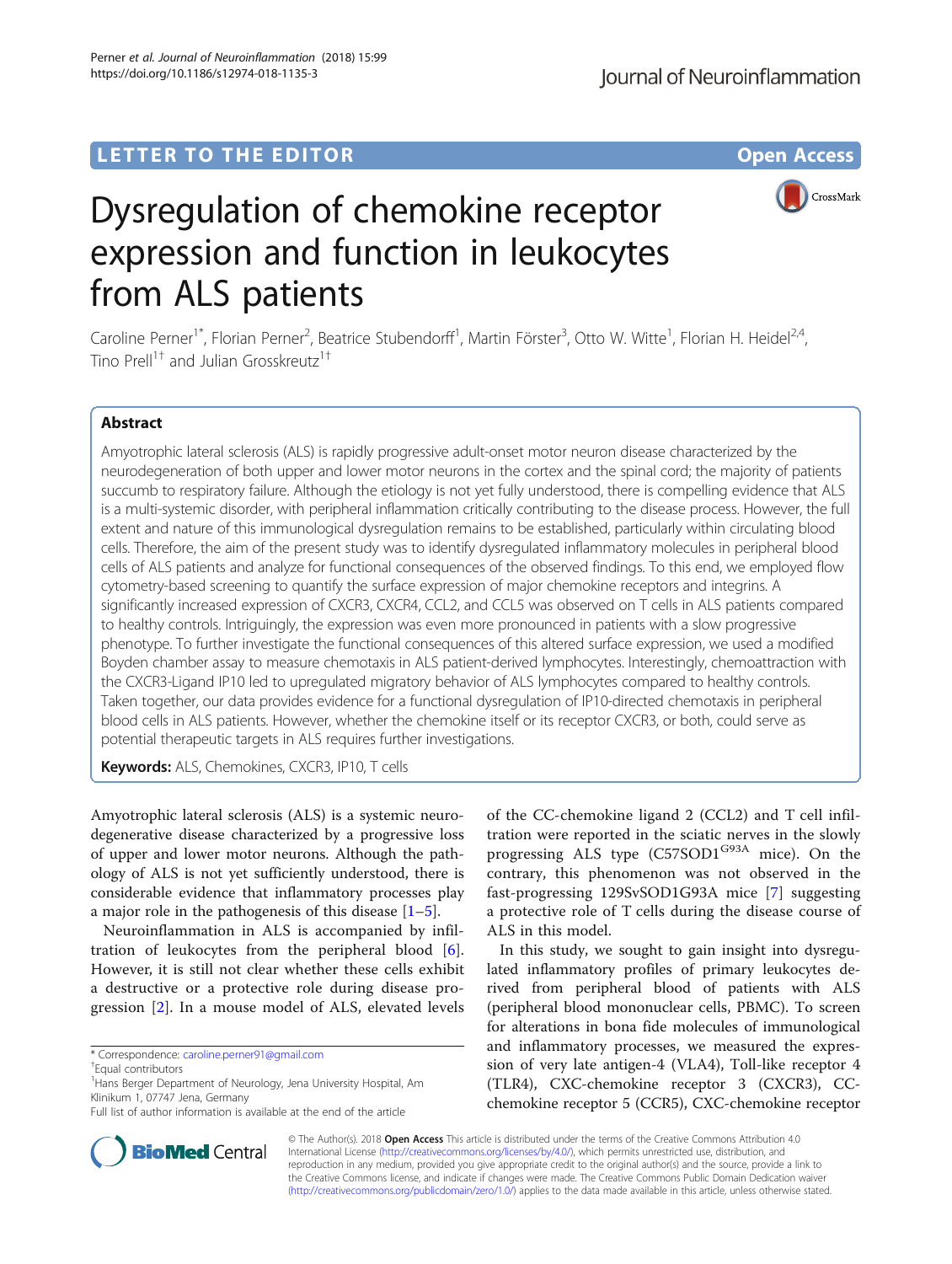LETTER TO THE EDITOR

Open Access

# Dysregulation of chemokine receptor expression and function in leukocytes from ALS patients

Caroline Perner[1*], Florian Perner[2], Beatrice Stubendorff[1], Martin Förster[3], Otto W. Witte[1], Florian H. Heidel[2,4], Tino Prell[1†] and Julian Grosskreutz[1†]

## Abstract

Amyotrophic lateral sclerosis (ALS) is rapidly progressive adult-onset motor neuron disease characterized by the neurodegeneration of both upper and lower motor neurons in the cortex and the spinal cord; the majority of patients succumb to respiratory failure. Although the etiology is not yet fully understood, there is compelling evidence that ALS is a multi-systemic disorder, with peripheral inflammation critically contributing to the disease process. However, the full extent and nature of this immunological dysregulation remains to be established, particularly within circulating blood cells. Therefore, the aim of the present study was to identify dysregulated inflammatory molecules in peripheral blood cells of ALS patients and analyze for functional consequences of the observed findings. To this end, we employed flow cytometry-based screening to quantify the surface expression of major chemokine receptors and integrins. A significantly increased expression of CXCR3, CXCR4, CCL2, and CCL5 was observed on T cells in ALS patients compared to healthy controls. Intriguingly, the expression was even more pronounced in patients with a slow progressive phenotype. To further investigate the functional consequences of this altered surface expression, we used a modified Boyden chamber assay to measure chemotaxis in ALS patient-derived lymphocytes. Interestingly, chemoattraction with the CXCR3-Ligand IP10 led to upregulated migratory behavior of ALS lymphocytes compared to healthy controls. Taken together, our data provides evidence for a functional dysregulation of IP10-directed chemotaxis in peripheral blood cells in ALS patients. However, whether the chemokine itself or its receptor CXCR3, or both, could serve as potential therapeutic targets in ALS requires further investigations.

**Keywords:** ALS, Chemokines, CXCR3, IP10, T cells

Amyotrophic lateral sclerosis (ALS) is a systemic neurodegenerative disease characterized by a progressive loss of upper and lower motor neurons. Although the pathology of ALS is not yet sufficiently understood, there is considerable evidence that inflammatory processes play a major role in the pathogenesis of this disease [1–5].

Neuroinflammation in ALS is accompanied by infiltration of leukocytes from the peripheral blood [6]. However, it is still not clear whether these cells exhibit a destructive or a protective role during disease progression [2]. In a mouse model of ALS, elevated levels of the CC-chemokine ligand 2 (CCL2) and T cell infiltration were reported in the sciatic nerves in the slowly progressing ALS type (C57SOD1[G93A] mice). On the contrary, this phenomenon was not observed in the fast-progressing 129SvSOD1G93A mice [7] suggesting a protective role of T cells during the disease course of ALS in this model.

In this study, we sought to gain insight into dysregulated inflammatory profiles of primary leukocytes derived from peripheral blood of patients with ALS (peripheral blood mononuclear cells, PBMC). To screen for alterations in bona fide molecules of immunological and inflammatory processes, we measured the expression of very late antigen-4 (VLA4), Toll-like receptor 4 (TLR4), CXC-chemokine receptor 3 (CXCR3), CC-chemokine receptor 5 (CCR5), CXC-chemokine receptor

\* Correspondence: caroline.perner91@gmail.com
†Equal contributors
[1]Hans Berger Department of Neurology, Jena University Hospital, Am Klinikum 1, 07747 Jena, Germany
Full list of author information is available at the end of the article

© The Author(s). 2018 **Open Access** This article is distributed under the terms of the Creative Commons Attribution 4.0 International License (http://creativecommons.org/licenses/by/4.0/), which permits unrestricted use, distribution, and reproduction in any medium, provided you give appropriate credit to the original author(s) and the source, provide a link to the Creative Commons license, and indicate if changes were made. The Creative Commons Public Domain Dedication waiver (http://creativecommons.org/publicdomain/zero/1.0/) applies to the data made available in this article, unless otherwise stated.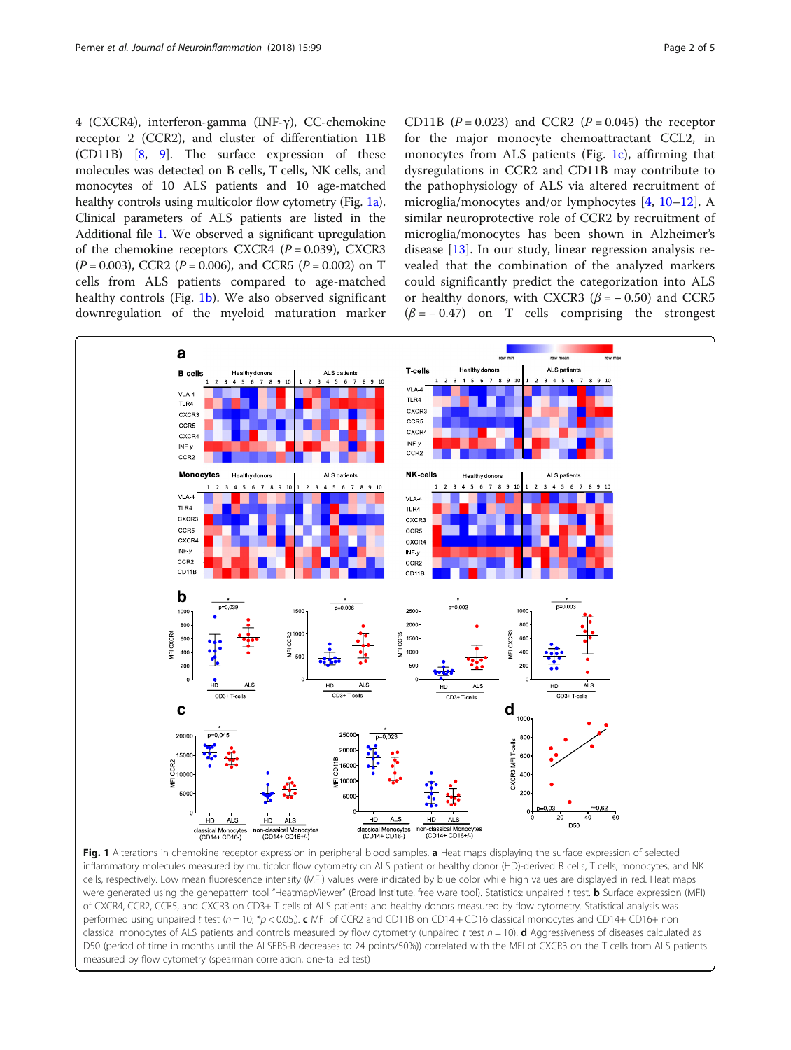4 (CXCR4), interferon-gamma (INF-γ), CC-chemokine receptor 2 (CCR2), and cluster of differentiation 11B (CD11B) [8, 9]. The surface expression of these molecules was detected on B cells, T cells, NK cells, and monocytes of 10 ALS patients and 10 age-matched healthy controls using multicolor flow cytometry (Fig. 1a). Clinical parameters of ALS patients are listed in the Additional file 1. We observed a significant upregulation of the chemokine receptors CXCR4 ($P = 0.039$), CXCR3 ($P = 0.003$), CCR2 ($P = 0.006$), and CCR5 ($P = 0.002$) on T cells from ALS patients compared to age-matched healthy controls (Fig. 1b). We also observed significant downregulation of the myeloid maturation marker CD11B ($P = 0.023$) and CCR2 ($P = 0.045$) the receptor for the major monocyte chemoattractant CCL2, in monocytes from ALS patients (Fig. 1c), affirming that dysregulations in CCR2 and CD11B may contribute to the pathophysiology of ALS via altered recruitment of microglia/monocytes and/or lymphocytes [4, 10–12]. A similar neuroprotective role of CCR2 by recruitment of microglia/monocytes has been shown in Alzheimer's disease [13]. In our study, linear regression analysis revealed that the combination of the analyzed markers could significantly predict the categorization into ALS or healthy donors, with CXCR3 ($\beta = -0.50$) and CCR5 ($\beta = -0.47$) on T cells comprising the strongest

**Fig. 1** Alterations in chemokine receptor expression in peripheral blood samples. **a** Heat maps displaying the surface expression of selected inflammatory molecules measured by multicolor flow cytometry on ALS patient or healthy donor (HD)-derived B cells, T cells, monocytes, and NK cells, respectively. Low mean fluorescence intensity (MFI) values were indicated by blue color while high values are displayed in red. Heat maps were generated using the genepattern tool "HeatmapViewer" (Broad Institute, free ware tool). Statistics: unpaired *t* test. **b** Surface expression (MFI) of CXCR4, CCR2, CCR5, and CXCR3 on CD3+ T cells of ALS patients and healthy donors measured by flow cytometry. Statistical analysis was performed using unpaired *t* test ($n = 10$; \*$p < 0.05$,). **c** MFI of CCR2 and CD11B on CD14 + CD16 classical monocytes and CD14+ CD16+ non classical monocytes of ALS patients and controls measured by flow cytometry (unpaired *t* test $n = 10$). **d** Aggressiveness of diseases calculated as D50 (period of time in months until the ALSFRS-R decreases to 24 points/50%)) correlated with the MFI of CXCR3 on the T cells from ALS patients measured by flow cytometry (spearman correlation, one-tailed test)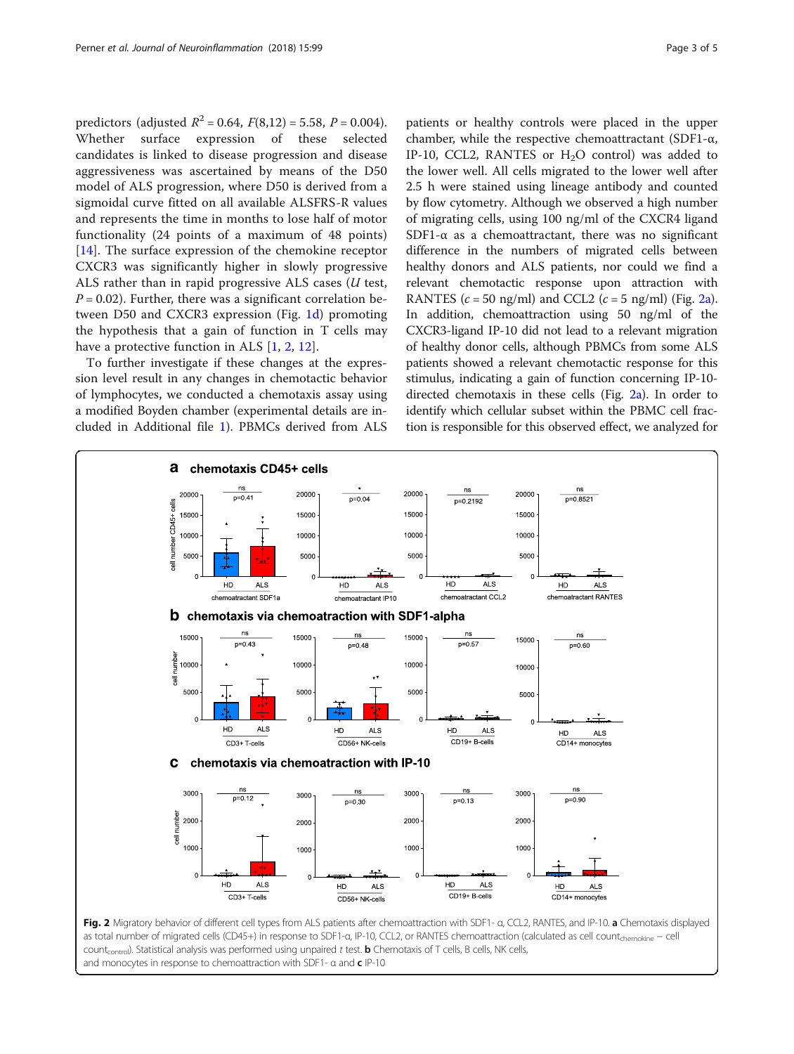predictors (adjusted $R^2 = 0.64$, $F(8,12) = 5.58$, $P = 0.004$). Whether surface expression of these selected candidates is linked to disease progression and disease aggressiveness was ascertained by means of the D50 model of ALS progression, where D50 is derived from a sigmoidal curve fitted on all available ALSFRS-R values and represents the time in months to lose half of motor functionality (24 points of a maximum of 48 points) [14]. The surface expression of the chemokine receptor CXCR3 was significantly higher in slowly progressive ALS rather than in rapid progressive ALS cases ($U$ test, $P = 0.02$). Further, there was a significant correlation between D50 and CXCR3 expression (Fig. 1d) promoting the hypothesis that a gain of function in T cells may have a protective function in ALS [1, 2, 12].

To further investigate if these changes at the expression level result in any changes in chemotactic behavior of lymphocytes, we conducted a chemotaxis assay using a modified Boyden chamber (experimental details are included in Additional file 1). PBMCs derived from ALS patients or healthy controls were placed in the upper chamber, while the respective chemoattractant (SDF1-α, IP-10, CCL2, RANTES or $H_2O$ control) was added to the lower well. All cells migrated to the lower well after 2.5 h were stained using lineage antibody and counted by flow cytometry. Although we observed a high number of migrating cells, using 100 ng/ml of the CXCR4 ligand SDF1-α as a chemoattractant, there was no significant difference in the numbers of migrated cells between healthy donors and ALS patients, nor could we find a relevant chemotactic response upon attraction with RANTES ($c = 50$ ng/ml) and CCL2 ($c = 5$ ng/ml) (Fig. 2a). In addition, chemoattraction using 50 ng/ml of the CXCR3-ligand IP-10 did not lead to a relevant migration of healthy donor cells, although PBMCs from some ALS patients showed a relevant chemotactic response for this stimulus, indicating a gain of function concerning IP-10-directed chemotaxis in these cells (Fig. 2a). In order to identify which cellular subset within the PBMC cell fraction is responsible for this observed effect, we analyzed for

**Fig. 2** Migratory behavior of different cell types from ALS patients after chemoattraction with SDF1- α, CCL2, RANTES, and IP-10. **a** Chemotaxis displayed as total number of migrated cells (CD45+) in response to SDF1-α, IP-10, CCL2, or RANTES chemoattraction (calculated as cell count$_{chemokine}$ − cell count$_{control}$). Statistical analysis was performed using unpaired $t$ test. **b** Chemotaxis of T cells, B cells, NK cells, and monocytes in response to chemoattraction with SDF1- α and **c** IP-10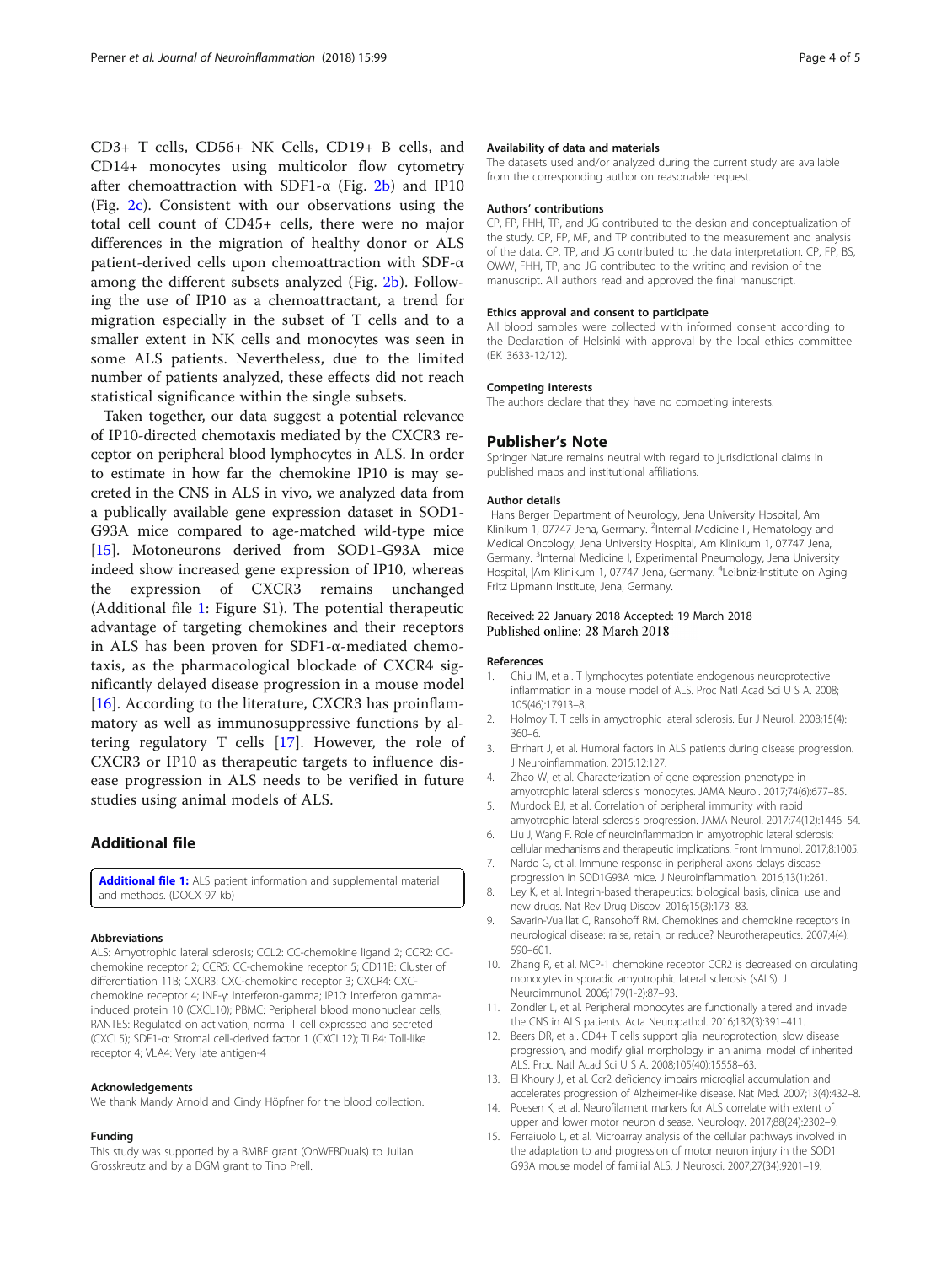CD3+ T cells, CD56+ NK Cells, CD19+ B cells, and CD14+ monocytes using multicolor flow cytometry after chemoattraction with SDF1-α (Fig. 2b) and IP10 (Fig. 2c). Consistent with our observations using the total cell count of CD45+ cells, there were no major differences in the migration of healthy donor or ALS patient-derived cells upon chemoattraction with SDF-α among the different subsets analyzed (Fig. 2b). Following the use of IP10 as a chemoattractant, a trend for migration especially in the subset of T cells and to a smaller extent in NK cells and monocytes was seen in some ALS patients. Nevertheless, due to the limited number of patients analyzed, these effects did not reach statistical significance within the single subsets.

Taken together, our data suggest a potential relevance of IP10-directed chemotaxis mediated by the CXCR3 receptor on peripheral blood lymphocytes in ALS. In order to estimate in how far the chemokine IP10 is may secreted in the CNS in ALS in vivo, we analyzed data from a publically available gene expression dataset in SOD1-G93A mice compared to age-matched wild-type mice [15]. Motoneurons derived from SOD1-G93A mice indeed show increased gene expression of IP10, whereas the expression of CXCR3 remains unchanged (Additional file 1: Figure S1). The potential therapeutic advantage of targeting chemokines and their receptors in ALS has been proven for SDF1-α-mediated chemotaxis, as the pharmacological blockade of CXCR4 significantly delayed disease progression in a mouse model [16]. According to the literature, CXCR3 has proinflammatory as well as immunosuppressive functions by altering regulatory T cells [17]. However, the role of CXCR3 or IP10 as therapeutic targets to influence disease progression in ALS needs to be verified in future studies using animal models of ALS.

## Additional file

**Additional file 1:** ALS patient information and supplemental material and methods. (DOCX 97 kb)

### Abbreviations

ALS: Amyotrophic lateral sclerosis; CCL2: CC-chemokine ligand 2; CCR2: CC-chemokine receptor 2; CCR5: CC-chemokine receptor 5; CD11B: Cluster of differentiation 11B; CXCR3: CXC-chemokine receptor 3; CXCR4: CXC-chemokine receptor 4; INF-γ: Interferon-gamma; IP10: Interferon gamma-induced protein 10 (CXCL10); PBMC: Peripheral blood mononuclear cells; RANTES: Regulated on activation, normal T cell expressed and secreted (CXCL5); SDF1-α: Stromal cell-derived factor 1 (CXCL12); TLR4: Toll-like receptor 4; VLA4: Very late antigen-4

### Acknowledgements

We thank Mandy Arnold and Cindy Höpfner for the blood collection.

### Funding

This study was supported by a BMBF grant (OnWEBDuals) to Julian Grosskreutz and by a DGM grant to Tino Prell.

### Availability of data and materials

The datasets used and/or analyzed during the current study are available from the corresponding author on reasonable request.

### Authors' contributions

CP, FP, FHH, TP, and JG contributed to the design and conceptualization of the study. CP, FP, MF, and TP contributed to the measurement and analysis of the data. CP, TP, and JG contributed to the data interpretation. CP, FP, BS, OWW, FHH, TP, and JG contributed to the writing and revision of the manuscript. All authors read and approved the final manuscript.

### Ethics approval and consent to participate

All blood samples were collected with informed consent according to the Declaration of Helsinki with approval by the local ethics committee (EK 3633-12/12).

### Competing interests

The authors declare that they have no competing interests.

## Publisher's Note

Springer Nature remains neutral with regard to jurisdictional claims in published maps and institutional affiliations.

### Author details

[1]Hans Berger Department of Neurology, Jena University Hospital, Am Klinikum 1, 07747 Jena, Germany. [2]Internal Medicine II, Hematology and Medical Oncology, Jena University Hospital, Am Klinikum 1, 07747 Jena, Germany. [3]Internal Medicine I, Experimental Pneumology, Jena University Hospital, |Am Klinikum 1, 07747 Jena, Germany. [4]Leibniz-Institute on Aging – Fritz Lipmann Institute, Jena, Germany.

Received: 22 January 2018 Accepted: 19 March 2018
Published online: 28 March 2018

### References

1. Chiu IM, et al. T lymphocytes potentiate endogenous neuroprotective inflammation in a mouse model of ALS. Proc Natl Acad Sci U S A. 2008; 105(46):17913–8.
2. Holmoy T. T cells in amyotrophic lateral sclerosis. Eur J Neurol. 2008;15(4): 360–6.
3. Ehrhart J, et al. Humoral factors in ALS patients during disease progression. J Neuroinflammation. 2015;12:127.
4. Zhao W, et al. Characterization of gene expression phenotype in amyotrophic lateral sclerosis monocytes. JAMA Neurol. 2017;74(6):677–85.
5. Murdock BJ, et al. Correlation of peripheral immunity with rapid amyotrophic lateral sclerosis progression. JAMA Neurol. 2017;74(12):1446–54.
6. Liu J, Wang F. Role of neuroinflammation in amyotrophic lateral sclerosis: cellular mechanisms and therapeutic implications. Front Immunol. 2017;8:1005.
7. Nardo G, et al. Immune response in peripheral axons delays disease progression in SOD1G93A mice. J Neuroinflammation. 2016;13(1):261.
8. Ley K, et al. Integrin-based therapeutics: biological basis, clinical use and new drugs. Nat Rev Drug Discov. 2016;15(3):173–83.
9. Savarin-Vuaillat C, Ransohoff RM. Chemokines and chemokine receptors in neurological disease: raise, retain, or reduce? Neurotherapeutics. 2007;4(4): 590–601.
10. Zhang R, et al. MCP-1 chemokine receptor CCR2 is decreased on circulating monocytes in sporadic amyotrophic lateral sclerosis (sALS). J Neuroimmunol. 2006;179(1-2):87–93.
11. Zondler L, et al. Peripheral monocytes are functionally altered and invade the CNS in ALS patients. Acta Neuropathol. 2016;132(3):391–411.
12. Beers DR, et al. CD4+ T cells support glial neuroprotection, slow disease progression, and modify glial morphology in an animal model of inherited ALS. Proc Natl Acad Sci U S A. 2008;105(40):15558–63.
13. El Khoury J, et al. Ccr2 deficiency impairs microglial accumulation and accelerates progression of Alzheimer-like disease. Nat Med. 2007;13(4):432–8.
14. Poesen K, et al. Neurofilament markers for ALS correlate with extent of upper and lower motor neuron disease. Neurology. 2017;88(24):2302–9.
15. Ferraiuolo L, et al. Microarray analysis of the cellular pathways involved in the adaptation to and progression of motor neuron injury in the SOD1 G93A mouse model of familial ALS. J Neurosci. 2007;27(34):9201–19.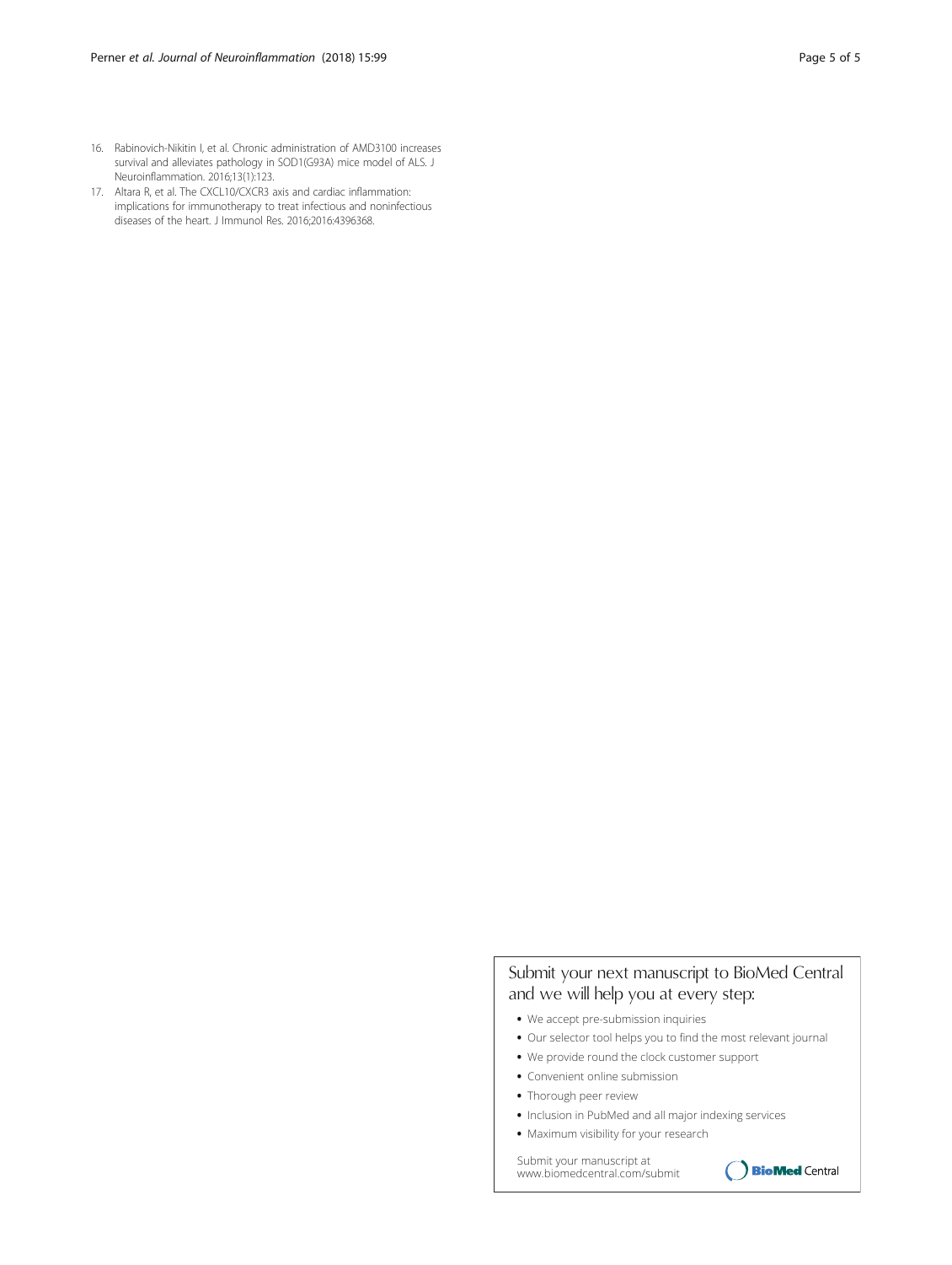16. Rabinovich-Nikitin I, et al. Chronic administration of AMD3100 increases survival and alleviates pathology in SOD1(G93A) mice model of ALS. J Neuroinflammation. 2016;13(1):123.
17. Altara R, et al. The CXCL10/CXCR3 axis and cardiac inflammation: implications for immunotherapy to treat infectious and noninfectious diseases of the heart. J Immunol Res. 2016;2016:4396368.

Submit your next manuscript to BioMed Central and we will help you at every step:

- We accept pre-submission inquiries
- Our selector tool helps you to find the most relevant journal
- We provide round the clock customer support
- Convenient online submission
- Thorough peer review
- Inclusion in PubMed and all major indexing services
- Maximum visibility for your research

Submit your manuscript at www.biomedcentral.com/submit

BioMed Central